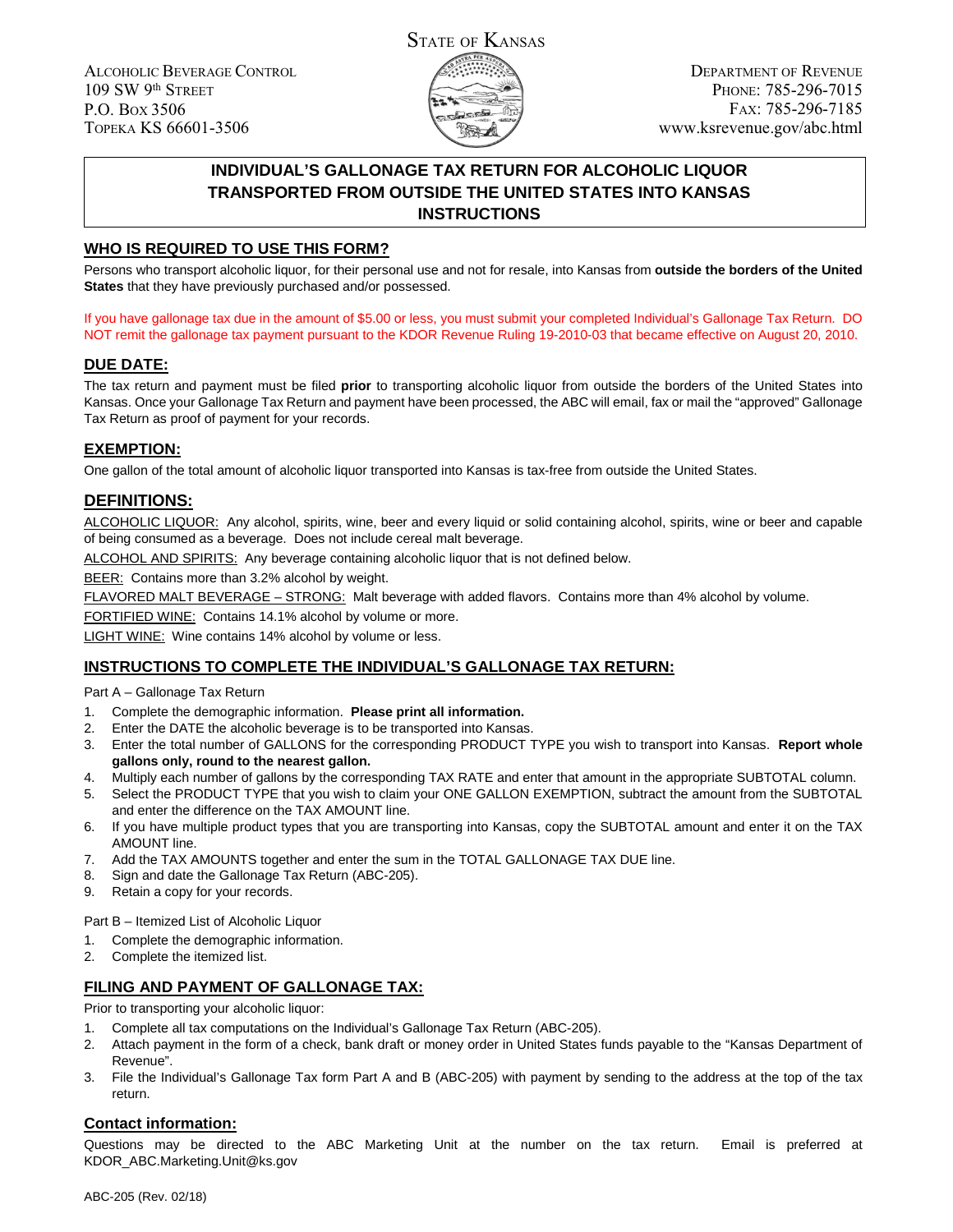STATE OF KANSAS

ALCOHOLIC BEVERAGE CONTROL
109 SW 9th STREET
P.O. BOX 3506
TOPEKA KS 66601-3506

DEPARTMENT OF REVENUE
PHONE: 785-296-7015
FAX: 785-296-7185
www.ksrevenue.gov/abc.html

# INDIVIDUAL'S GALLONAGE TAX RETURN FOR ALCOHOLIC LIQUOR TRANSPORTED FROM OUTSIDE THE UNITED STATES INTO KANSAS INSTRUCTIONS

## WHO IS REQUIRED TO USE THIS FORM?

Persons who transport alcoholic liquor, for their personal use and not for resale, into Kansas from **outside the borders of the United States** that they have previously purchased and/or possessed.

If you have gallonage tax due in the amount of $5.00 or less, you must submit your completed Individual's Gallonage Tax Return. DO NOT remit the gallonage tax payment pursuant to the KDOR Revenue Ruling 19-2010-03 that became effective on August 20, 2010.

## DUE DATE:

The tax return and payment must be filed **prior** to transporting alcoholic liquor from outside the borders of the United States into Kansas. Once your Gallonage Tax Return and payment have been processed, the ABC will email, fax or mail the "approved" Gallonage Tax Return as proof of payment for your records.

## EXEMPTION:

One gallon of the total amount of alcoholic liquor transported into Kansas is tax-free from outside the United States.

## DEFINITIONS:

ALCOHOLIC LIQUOR: Any alcohol, spirits, wine, beer and every liquid or solid containing alcohol, spirits, wine or beer and capable of being consumed as a beverage. Does not include cereal malt beverage.

ALCOHOL AND SPIRITS: Any beverage containing alcoholic liquor that is not defined below.

BEER: Contains more than 3.2% alcohol by weight.

FLAVORED MALT BEVERAGE – STRONG: Malt beverage with added flavors. Contains more than 4% alcohol by volume.

FORTIFIED WINE: Contains 14.1% alcohol by volume or more.

LIGHT WINE: Wine contains 14% alcohol by volume or less.

## INSTRUCTIONS TO COMPLETE THE INDIVIDUAL'S GALLONAGE TAX RETURN:

Part A – Gallonage Tax Return

1. Complete the demographic information. **Please print all information.**
2. Enter the DATE the alcoholic beverage is to be transported into Kansas.
3. Enter the total number of GALLONS for the corresponding PRODUCT TYPE you wish to transport into Kansas. **Report whole gallons only, round to the nearest gallon.**
4. Multiply each number of gallons by the corresponding TAX RATE and enter that amount in the appropriate SUBTOTAL column.
5. Select the PRODUCT TYPE that you wish to claim your ONE GALLON EXEMPTION, subtract the amount from the SUBTOTAL and enter the difference on the TAX AMOUNT line.
6. If you have multiple product types that you are transporting into Kansas, copy the SUBTOTAL amount and enter it on the TAX AMOUNT line.
7. Add the TAX AMOUNTS together and enter the sum in the TOTAL GALLONAGE TAX DUE line.
8. Sign and date the Gallonage Tax Return (ABC-205).
9. Retain a copy for your records.

Part B – Itemized List of Alcoholic Liquor

1. Complete the demographic information.
2. Complete the itemized list.

## FILING AND PAYMENT OF GALLONAGE TAX:

Prior to transporting your alcoholic liquor:

1. Complete all tax computations on the Individual's Gallonage Tax Return (ABC-205).
2. Attach payment in the form of a check, bank draft or money order in United States funds payable to the "Kansas Department of Revenue".
3. File the Individual's Gallonage Tax form Part A and B (ABC-205) with payment by sending to the address at the top of the tax return.

## Contact information:

Questions may be directed to the ABC Marketing Unit at the number on the tax return. Email is preferred at KDOR_ABC.Marketing.Unit@ks.gov

ABC-205 (Rev. 02/18)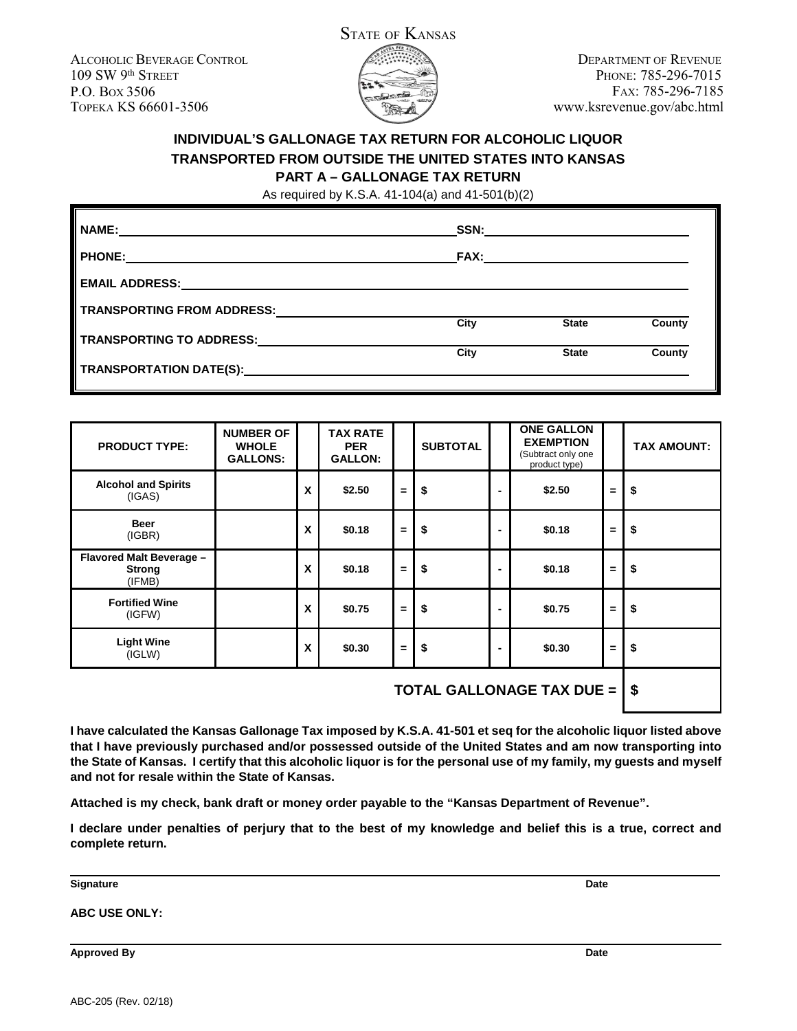STATE OF KANSAS

ALCOHOLIC BEVERAGE CONTROL
109 SW 9th STREET
P.O. BOX 3506
TOPEKA KS 66601-3506

DEPARTMENT OF REVENUE
PHONE: 785-296-7015
FAX: 785-296-7185
www.ksrevenue.gov/abc.html

## INDIVIDUAL'S GALLONAGE TAX RETURN FOR ALCOHOLIC LIQUOR TRANSPORTED FROM OUTSIDE THE UNITED STATES INTO KANSAS

## PART A – GALLONAGE TAX RETURN

As required by K.S.A. 41-104(a) and 41-501(b)(2)

**NAME:** \_\_\_\_\_\_\_\_\_\_\_\_\_\_\_\_\_\_\_\_ **SSN:** \_\_\_\_\_\_\_\_\_\_\_\_\_\_\_\_\_\_\_\_

**PHONE:** \_\_\_\_\_\_\_\_\_\_\_\_\_\_\_\_\_\_\_\_ **FAX:** \_\_\_\_\_\_\_\_\_\_\_\_\_\_\_\_\_\_\_\_

**EMAIL ADDRESS:** \_\_\_\_\_\_\_\_\_\_\_\_\_\_\_\_\_\_\_\_

**TRANSPORTING FROM ADDRESS:** \_\_\_\_\_\_\_\_\_\_\_\_\_\_\_\_\_\_\_\_ City \_\_\_\_\_\_ State \_\_\_\_\_\_ County \_\_\_\_\_\_

**TRANSPORTING TO ADDRESS:** \_\_\_\_\_\_\_\_\_\_\_\_\_\_\_\_\_\_\_\_ City \_\_\_\_\_\_ State \_\_\_\_\_\_ County \_\_\_\_\_\_

**TRANSPORTATION DATE(S):** \_\_\_\_\_\_\_\_\_\_\_\_\_\_\_\_\_\_\_\_

| PRODUCT TYPE: | NUMBER OF WHOLE GALLONS: | | TAX RATE PER GALLON: | | SUBTOTAL | | ONE GALLON EXEMPTION (Subtract only one product type) | | TAX AMOUNT: |
|---|---|---|---|---|---|---|---|---|---|
| **Alcohol and Spirits** (IGAS) | | X | $2.50 | = | $ | - | $2.50 | = | $ |
| **Beer** (IGBR) | | X | $0.18 | = | $ | - | $0.18 | = | $ |
| **Flavored Malt Beverage – Strong** (IFMB) | | X | $0.18 | = | $ | - | $0.18 | = | $ |
| **Fortified Wine** (IGFW) | | X | $0.75 | = | $ | - | $0.75 | = | $ |
| **Light Wine** (IGLW) | | X | $0.30 | = | $ | - | $0.30 | = | $ |
| | | | | | | | **TOTAL GALLONAGE TAX DUE =** | | $ |

**I have calculated the Kansas Gallonage Tax imposed by K.S.A. 41-501 et seq for the alcoholic liquor listed above that I have previously purchased and/or possessed outside of the United States and am now transporting into the State of Kansas. I certify that this alcoholic liquor is for the personal use of my family, my guests and myself and not for resale within the State of Kansas.**

**Attached is my check, bank draft or money order payable to the "Kansas Department of Revenue".**

**I declare under penalties of perjury that to the best of my knowledge and belief this is a true, correct and complete return.**

\_\_\_\_\_\_\_\_\_\_\_\_\_\_\_\_\_\_\_\_\_\_\_\_\_\_\_\_\_\_\_\_\_\_\_\_\_\_\_\_
**Signature** **Date**

**ABC USE ONLY:**

\_\_\_\_\_\_\_\_\_\_\_\_\_\_\_\_\_\_\_\_\_\_\_\_\_\_\_\_\_\_\_\_\_\_\_\_\_\_\_\_
**Approved By** **Date**

ABC-205 (Rev. 02/18)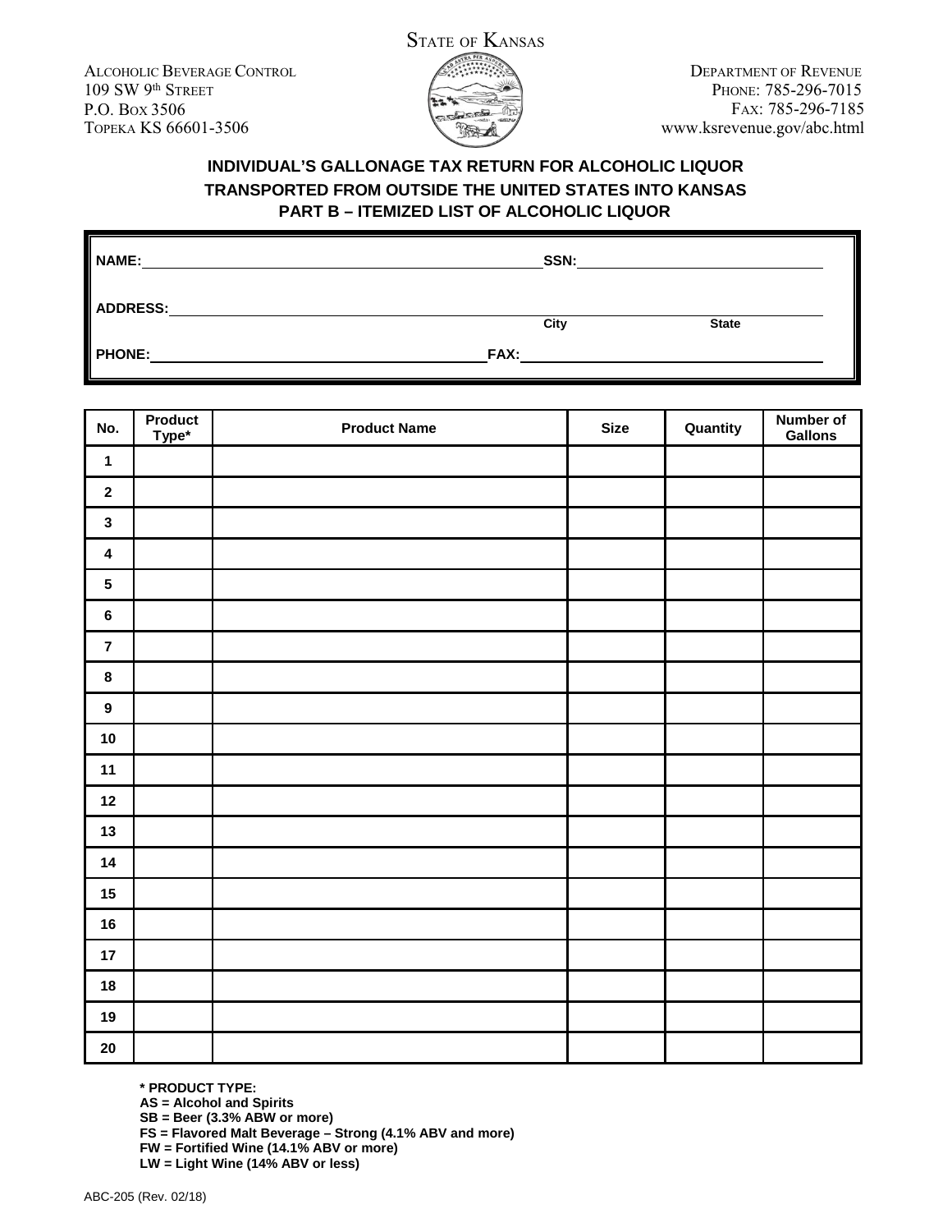STATE OF KANSAS

ALCOHOLIC BEVERAGE CONTROL
109 SW 9th STREET
P.O. BOX 3506
TOPEKA KS 66601-3506

DEPARTMENT OF REVENUE
PHONE: 785-296-7015
FAX: 785-296-7185
www.ksrevenue.gov/abc.html

## INDIVIDUAL'S GALLONAGE TAX RETURN FOR ALCOHOLIC LIQUOR TRANSPORTED FROM OUTSIDE THE UNITED STATES INTO KANSAS
## PART B – ITEMIZED LIST OF ALCOHOLIC LIQUOR

**NAME:** ____________________ **SSN:** ____________________

**ADDRESS:** ____________________ **City** ______ **State** ______

**PHONE:** ____________________ **FAX:** ____________________

| No. | Product Type* | Product Name | Size | Quantity | Number of Gallons |
|---|---|---|---|---|---|
| 1 | | | | | |
| 2 | | | | | |
| 3 | | | | | |
| 4 | | | | | |
| 5 | | | | | |
| 6 | | | | | |
| 7 | | | | | |
| 8 | | | | | |
| 9 | | | | | |
| 10 | | | | | |
| 11 | | | | | |
| 12 | | | | | |
| 13 | | | | | |
| 14 | | | | | |
| 15 | | | | | |
| 16 | | | | | |
| 17 | | | | | |
| 18 | | | | | |
| 19 | | | | | |
| 20 | | | | | |

**\* PRODUCT TYPE:**
**AS = Alcohol and Spirits**
**SB = Beer (3.3% ABW or more)**
**FS = Flavored Malt Beverage – Strong (4.1% ABV and more)**
**FW = Fortified Wine (14.1% ABV or more)**
**LW = Light Wine (14% ABV or less)**

ABC-205 (Rev. 02/18)